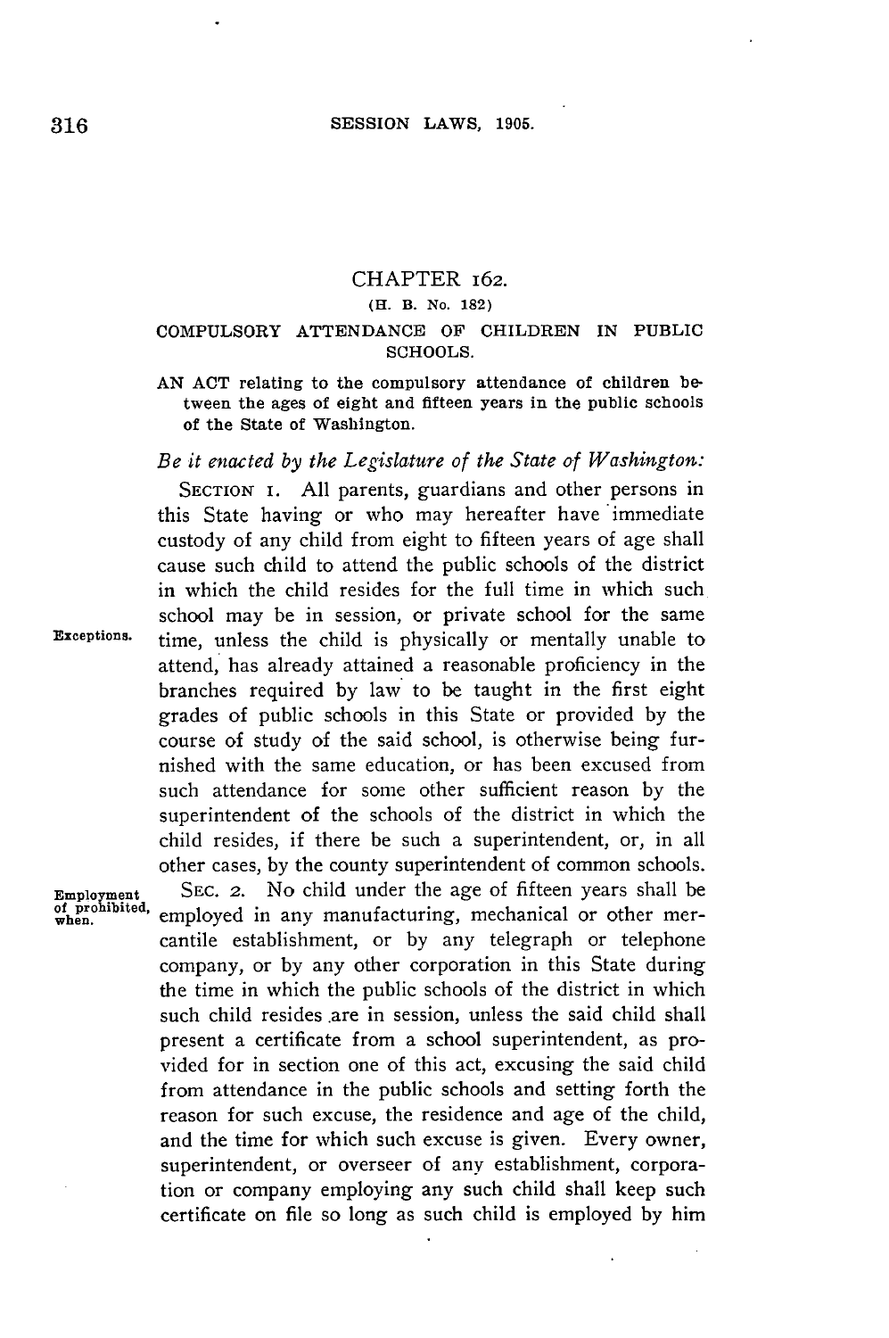# CHAPTER 162.

(H. B. No. 182)

## COMPULSORY ATTENDANCE OF CHILDREN IN PUBLIC SCHOOLS.

AN ACT relating to the compulsory attendance of children between the ages of eight and fifteen years in the public schools of the State of Washington.

*Be it enacted by the Legislature of the State of Washington:*

SECTION 1. All parents, guardians and other persons in this State having or who may hereafter have immediate custody of any child from eight to fifteen years of age shall cause such child to attend the public schools of the district in which the child resides for the full time in which such school may be in session, or private school for the same time, unless the child is physically or mentally unable to attend, has already attained a reasonable proficiency in the branches required by law to be taught in the first eight grades of public schools in this State or provided by the course of study of the said school, is otherwise being furnished with the same education, or has been excused from such attendance for some other sufficient reason by the superintendent of the schools of the district in which the child resides, if there be such a superintendent, or, in all other cases, by the county superintendent of common schools.

*Exceptions.*

SEC. 2. No child under the age of fifteen years shall be employed in any manufacturing, mechanical or other mercantile establishment, or by any telegraph or telephone company, or by any other corporation in this State during the time in which the public schools of the district in which such child resides are in session, unless the said child shall present a certificate from a school superintendent, as provided for in section one of this act, excusing the said child from attendance in the public schools and setting forth the reason for such excuse, the residence and age of the child, and the time for which such excuse is given. Every owner, superintendent, or overseer of any establishment, corporation or company employing any such child shall keep such certificate on file so long as such child is employed by him

*Employment of prohibited, when.*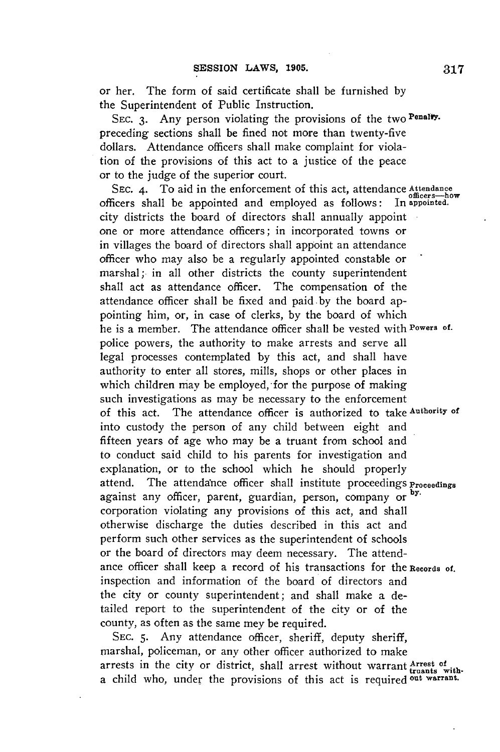or her. The form of said certificate shall be furnished by the Superintendent of Public Instruction.

SEC. 3. Any person violating the provisions of the two preceding sections shall be fined not more than twenty-five dollars. Attendance officers shall make complaint for violation of the provisions of this act to a justice of the peace or to the judge of the superior court.

Penalty.

SEC. 4. To aid in the enforcement of this act, attendance officers shall be appointed and employed as follows: In city districts the board of directors shall annually appoint one or more attendance officers; in incorporated towns or in villages the board of directors shall appoint an attendance officer who may also be a regularly appointed constable or marshal; in all other districts the county superintendent shall act as attendance officer. The compensation of the attendance officer shall be fixed and paid by the board appointing him, or, in case of clerks, by the board of which he is a member. The attendance officer shall be vested with police powers, the authority to make arrests and serve all legal processes contemplated by this act, and shall have authority to enter all stores, mills, shops or other places in which children may be employed, for the purpose of making such investigations as may be necessary to the enforcement of this act. The attendance officer is authorized to take into custody the person of any child between eight and fifteen years of age who may be a truant from school and to conduct said child to his parents for investigation and explanation, or to the school which he should properly attend. The attendance officer shall institute proceedings against any officer, parent, guardian, person, company or corporation violating any provisions of this act, and shall otherwise discharge the duties described in this act and perform such other services as the superintendent of schools or the board of directors may deem necessary. The attendance officer shall keep a record of his transactions for the inspection and information of the board of directors and the city or county superintendent; and shall make a detailed report to the superintendent of the city or of the county, as often as the same mey be required.

Attendance officers—how appointed.

Powers of.

Authority of

Proceedings by.

Records of.

SEC. 5. Any attendance officer, sheriff, deputy sheriff, marshal, policeman, or any other officer authorized to make arrests in the city or district, shall arrest without warrant a child who, under the provisions of this act is required

Arrest of truants without warrant.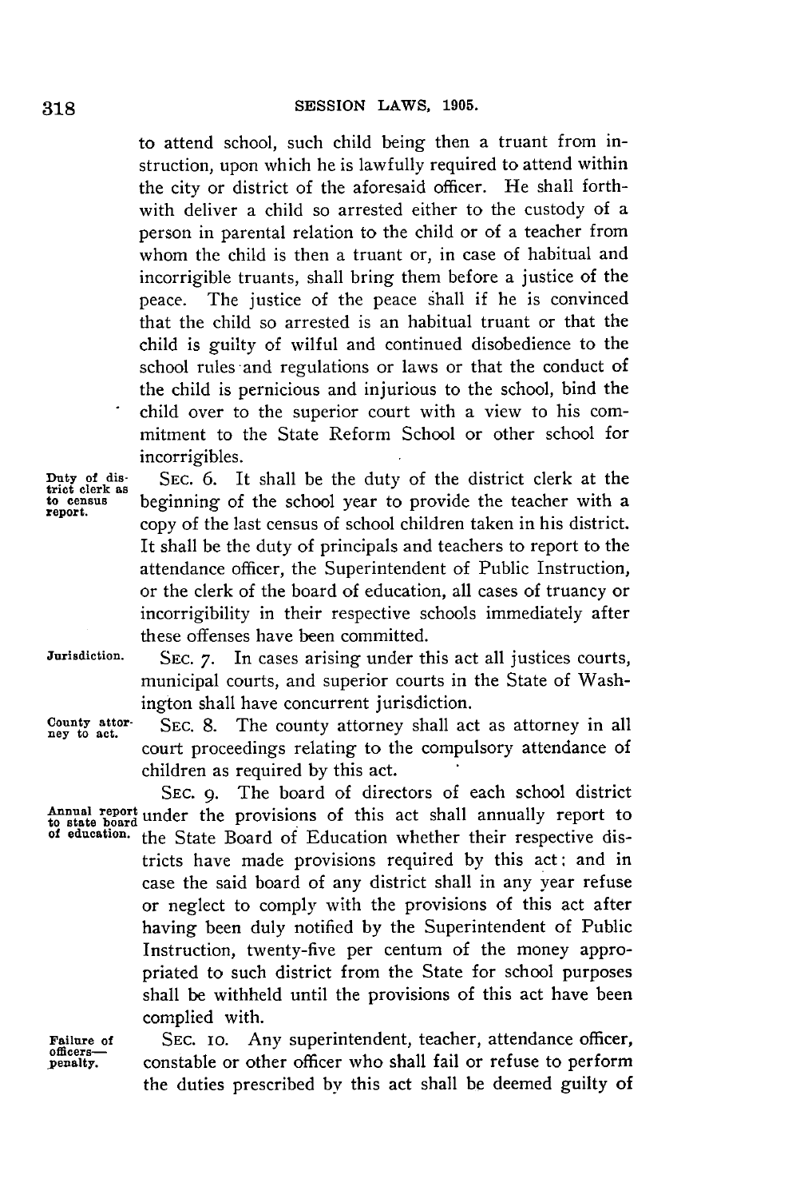to attend school, such child being then a truant from instruction, upon which he is lawfully required to attend within the city or district of the aforesaid officer. He shall forthwith deliver a child so arrested either to the custody of a person in parental relation to the child or of a teacher from whom the child is then a truant or, in case of habitual and incorrigible truants, shall bring them before a justice of the peace. The justice of the peace shall if he is convinced that the child so arrested is an habitual truant or that the child is guilty of wilful and continued disobedience to the school rules and regulations or laws or that the conduct of the child is pernicious and injurious to the school, bind the child over to the superior court with a view to his commitment to the State Reform School or other school for incorrigibles.

*Duty of district clerk as to census report.*

SEC. 6. It shall be the duty of the district clerk at the beginning of the school year to provide the teacher with a copy of the last census of school children taken in his district. It shall be the duty of principals and teachers to report to the attendance officer, the Superintendent of Public Instruction, or the clerk of the board of education, all cases of truancy or incorrigibility in their respective schools immediately after these offenses have been committed.

*Jurisdiction.*

SEC. 7. In cases arising under this act all justices courts, municipal courts, and superior courts in the State of Washington shall have concurrent jurisdiction.

*County attorney to act.*

SEC. 8. The county attorney shall act as attorney in all court proceedings relating to the compulsory attendance of children as required by this act.

*Annual report to state board of education.*

SEC. 9. The board of directors of each school district under the provisions of this act shall annually report to the State Board of Education whether their respective districts have made provisions required by this act; and in case the said board of any district shall in any year refuse or neglect to comply with the provisions of this act after having been duly notified by the Superintendent of Public Instruction, twenty-five per centum of the money appropriated to such district from the State for school purposes shall be withheld until the provisions of this act have been complied with.

*Failure of officers—penalty.*

SEC. 10. Any superintendent, teacher, attendance officer, constable or other officer who shall fail or refuse to perform the duties prescribed by this act shall be deemed guilty of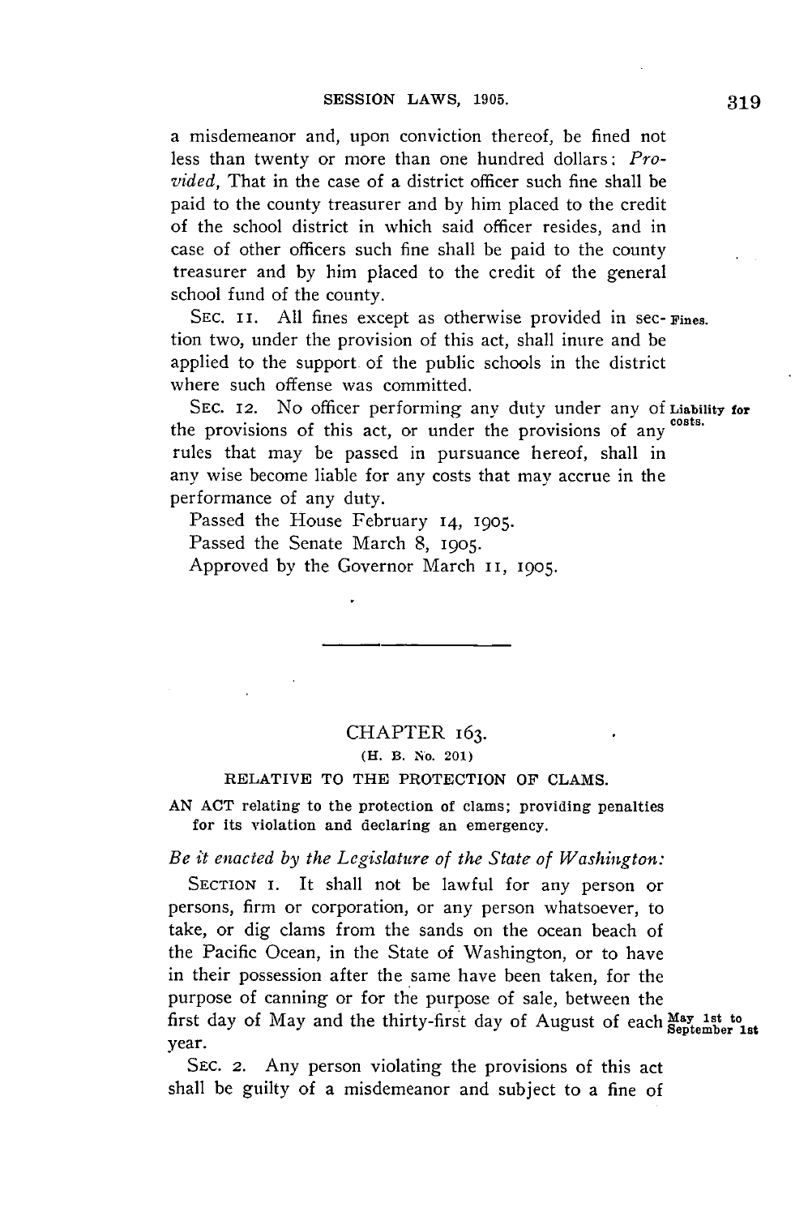a misdemeanor and, upon conviction thereof, be fined not less than twenty or more than one hundred dollars: *Provided*, That in the case of a district officer such fine shall be paid to the county treasurer and by him placed to the credit of the school district in which said officer resides, and in case of other officers such fine shall be paid to the county treasurer and by him placed to the credit of the general school fund of the county.

SEC. 11. All fines except as otherwise provided in section two, under the provision of this act, shall inure and be applied to the support of the public schools in the district where such offense was committed. **Fines.**

SEC. 12. No officer performing any duty under any of the provisions of this act, or under the provisions of any rules that may be passed in pursuance hereof, shall in any wise become liable for any costs that may accrue in the performance of any duty. **Liability for costs.**

Passed the House February 14, 1905.

Passed the Senate March 8, 1905.

Approved by the Governor March 11, 1905.

---

## CHAPTER 163.

### (H. B. No. 201)

### RELATIVE TO THE PROTECTION OF CLAMS.

AN ACT relating to the protection of clams; providing penalties for its violation and declaring an emergency.

*Be it enacted by the Legislature of the State of Washington:*

SECTION 1. It shall not be lawful for any person or persons, firm or corporation, or any person whatsoever, to take, or dig clams from the sands on the ocean beach of the Pacific Ocean, in the State of Washington, or to have in their possession after the same have been taken, for the purpose of canning or for the purpose of sale, between the first day of May and the thirty-first day of August of each year. **May 1st to September 1st**

SEC. 2. Any person violating the provisions of this act shall be guilty of a misdemeanor and subject to a fine of